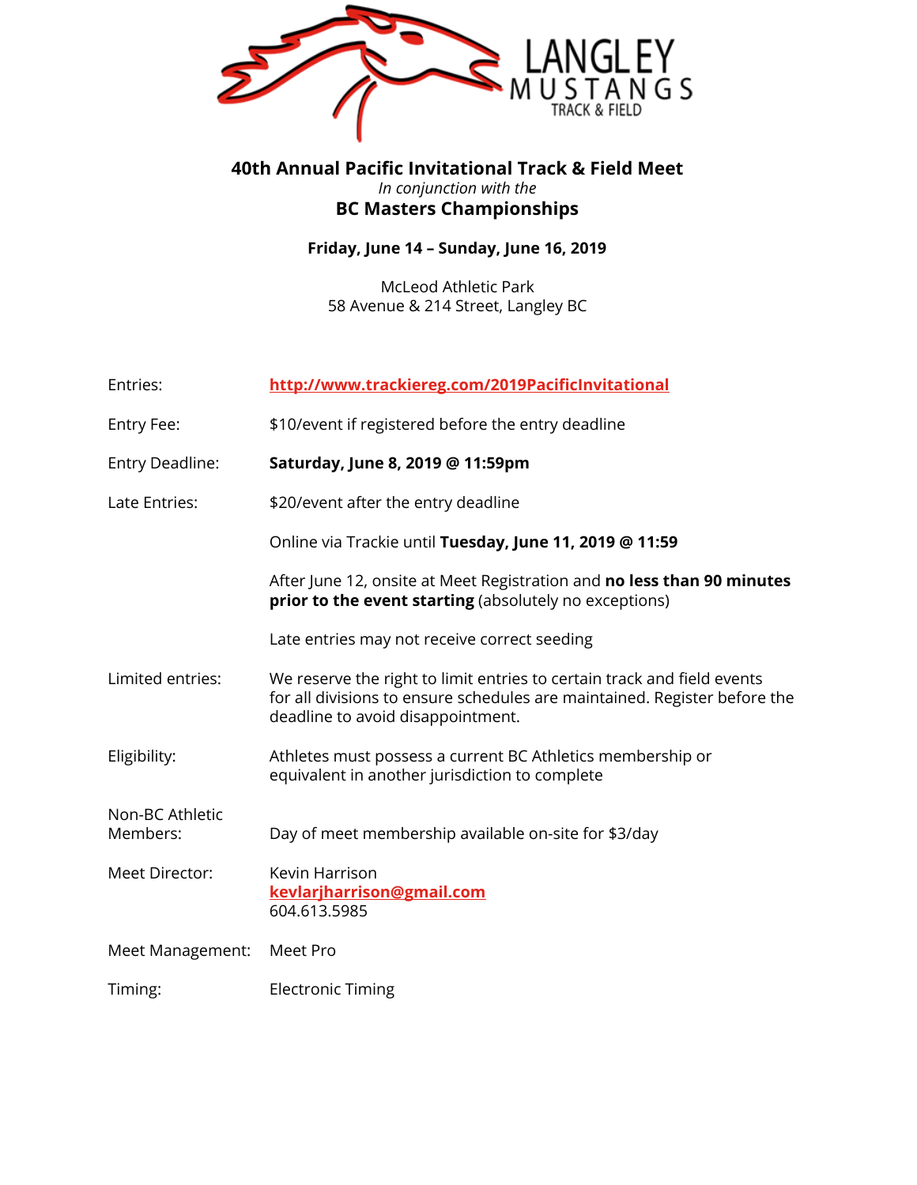LANGLEY MUSTANGS TRACK & FIELD

# 40th Annual Pacific Invitational Track & Field Meet

*In conjunction with the*

## BC Masters Championships

**Friday, June 14 – Sunday, June 16, 2019**

McLeod Athletic Park
58 Avenue & 214 Street, Langley BC

| | |
|---|---|
| Entries: | **http://www.trackiereg.com/2019PacificInvitational** |
| Entry Fee: | $10/event if registered before the entry deadline |
| Entry Deadline: | **Saturday, June 8, 2019 @ 11:59pm** |
| Late Entries: | $20/event after the entry deadline |
| | Online via Trackie until **Tuesday, June 11, 2019 @ 11:59** |
| | After June 12, onsite at Meet Registration and **no less than 90 minutes prior to the event starting** (absolutely no exceptions) |
| | Late entries may not receive correct seeding |
| Limited entries: | We reserve the right to limit entries to certain track and field events for all divisions to ensure schedules are maintained. Register before the deadline to avoid disappointment. |
| Eligibility: | Athletes must possess a current BC Athletics membership or equivalent in another jurisdiction to complete |
| Non-BC Athletic Members: | Day of meet membership available on-site for $3/day |
| Meet Director: | Kevin Harrison<br>**kevlarjharrison@gmail.com**<br>604.613.5985 |
| Meet Management: | Meet Pro |
| Timing: | Electronic Timing |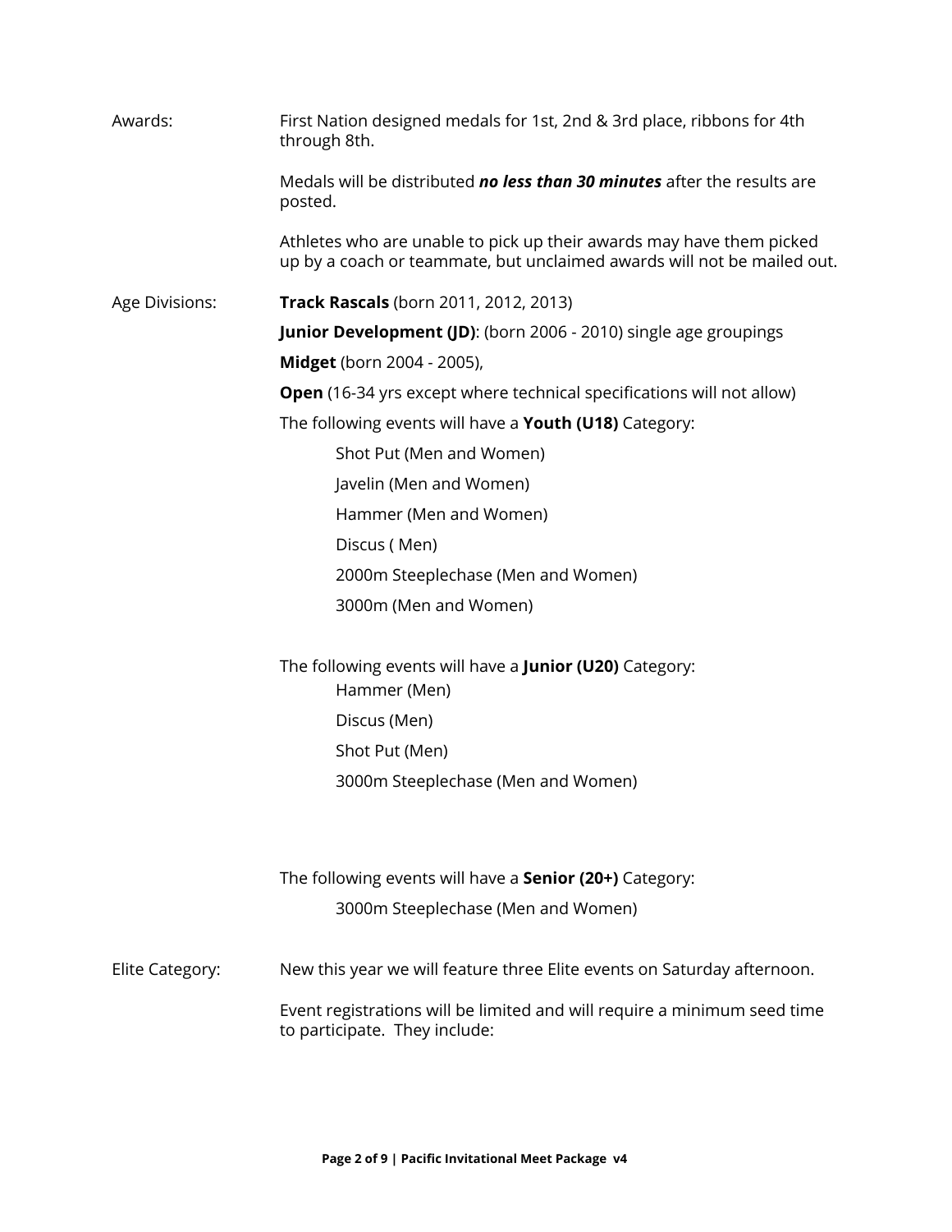**Awards:**

First Nation designed medals for 1st, 2nd & 3rd place, ribbons for 4th through 8th.

Medals will be distributed ***no less than 30 minutes*** after the results are posted.

Athletes who are unable to pick up their awards may have them picked up by a coach or teammate, but unclaimed awards will not be mailed out.

**Age Divisions:**

**Track Rascals** (born 2011, 2012, 2013)

**Junior Development (JD)**: (born 2006 - 2010) single age groupings

**Midget** (born 2004 - 2005),

**Open** (16-34 yrs except where technical specifications will not allow)

The following events will have a **Youth (U18)** Category:

- Shot Put (Men and Women)
- Javelin (Men and Women)
- Hammer (Men and Women)
- Discus ( Men)
- 2000m Steeplechase (Men and Women)
- 3000m (Men and Women)

The following events will have a **Junior (U20)** Category:

- Hammer (Men)
- Discus (Men)
- Shot Put (Men)
- 3000m Steeplechase (Men and Women)

The following events will have a **Senior (20+)** Category:

- 3000m Steeplechase (Men and Women)

**Elite Category:**

New this year we will feature three Elite events on Saturday afternoon.

Event registrations will be limited and will require a minimum seed time to participate. They include: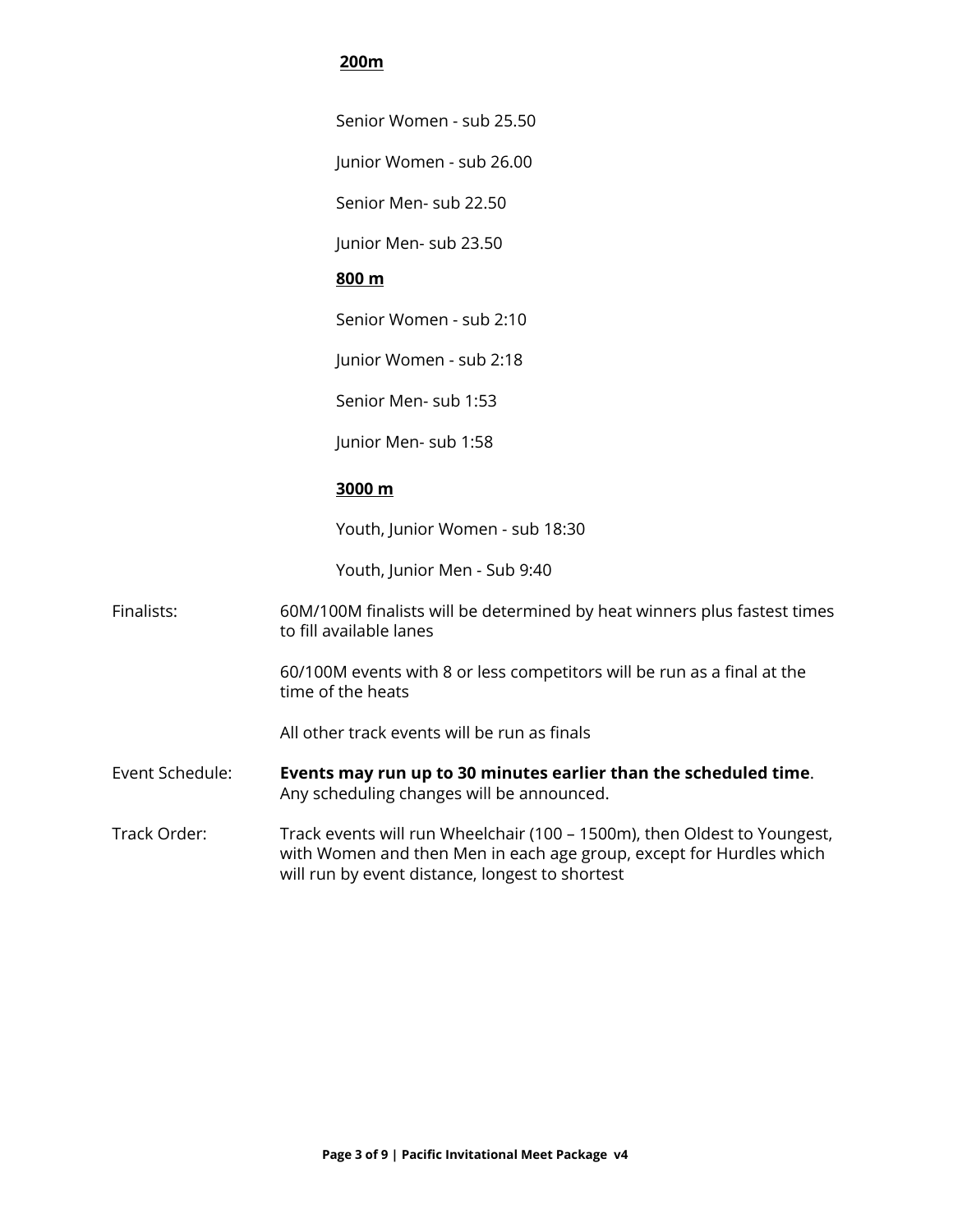**200m**

Senior Women - sub 25.50

Junior Women - sub 26.00

Senior Men- sub 22.50

Junior Men- sub 23.50

**800 m**

Senior Women - sub 2:10

Junior Women - sub 2:18

Senior Men- sub 1:53

Junior Men- sub 1:58

**3000 m**

Youth, Junior Women - sub 18:30

Youth, Junior Men - Sub 9:40

Finalists: 60M/100M finalists will be determined by heat winners plus fastest times to fill available lanes

60/100M events with 8 or less competitors will be run as a final at the time of the heats

All other track events will be run as finals

Event Schedule: **Events may run up to 30 minutes earlier than the scheduled time**. Any scheduling changes will be announced.

Track Order: Track events will run Wheelchair (100 – 1500m), then Oldest to Youngest, with Women and then Men in each age group, except for Hurdles which will run by event distance, longest to shortest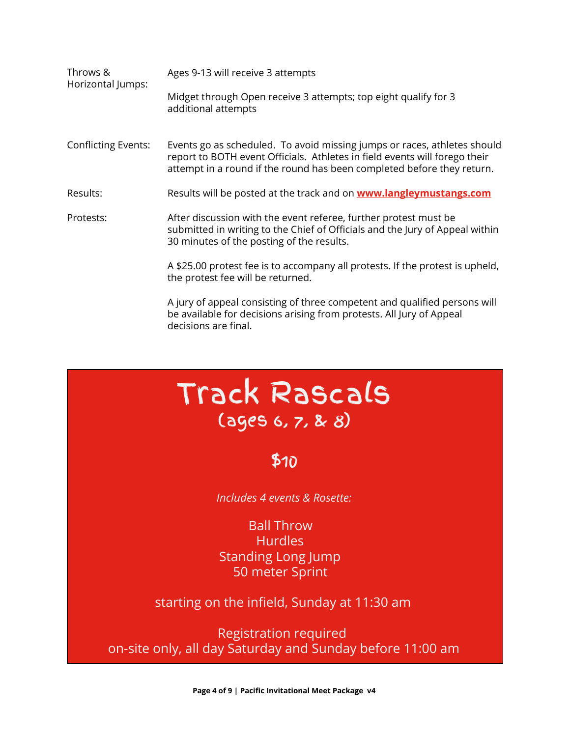| | |
|---|---|
| Throws & Horizontal Jumps: | Ages 9-13 will receive 3 attempts<br><br>Midget through Open receive 3 attempts; top eight qualify for 3 additional attempts |
| Conflicting Events: | Events go as scheduled. To avoid missing jumps or races, athletes should report to BOTH event Officials. Athletes in field events will forego their attempt in a round if the round has been completed before they return. |
| Results: | Results will be posted at the track and on **www.langleymustangs.com** |
| Protests: | After discussion with the event referee, further protest must be submitted in writing to the Chief of Officials and the Jury of Appeal within 30 minutes of the posting of the results.<br><br>A $25.00 protest fee is to accompany all protests. If the protest is upheld, the protest fee will be returned.<br><br>A jury of appeal consisting of three competent and qualified persons will be available for decisions arising from protests. All Jury of Appeal decisions are final. |

# Track Rascals

## (ages 6, 7, & 8)

## $10

*Includes 4 events & Rosette:*

Ball Throw
Hurdles
Standing Long Jump
50 meter Sprint

starting on the infield, Sunday at 11:30 am

Registration required
on-site only, all day Saturday and Sunday before 11:00 am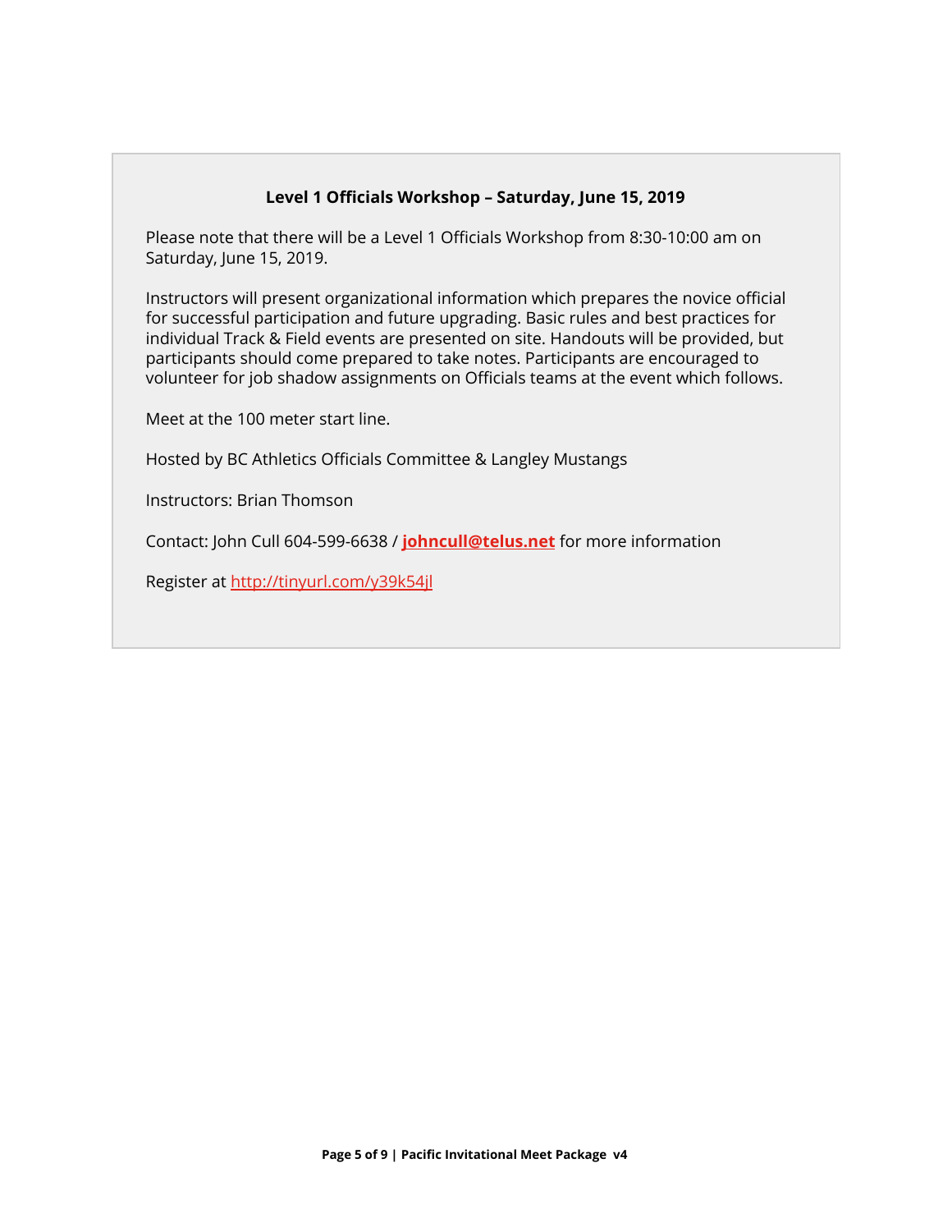### Level 1 Officials Workshop – Saturday, June 15, 2019

Please note that there will be a Level 1 Officials Workshop from 8:30-10:00 am on Saturday, June 15, 2019.

Instructors will present organizational information which prepares the novice official for successful participation and future upgrading. Basic rules and best practices for individual Track & Field events are presented on site. Handouts will be provided, but participants should come prepared to take notes. Participants are encouraged to volunteer for job shadow assignments on Officials teams at the event which follows.

Meet at the 100 meter start line.

Hosted by BC Athletics Officials Committee & Langley Mustangs

Instructors: Brian Thomson

Contact: John Cull 604-599-6638 / **johncull@telus.net** for more information

Register at http://tinyurl.com/y39k54jl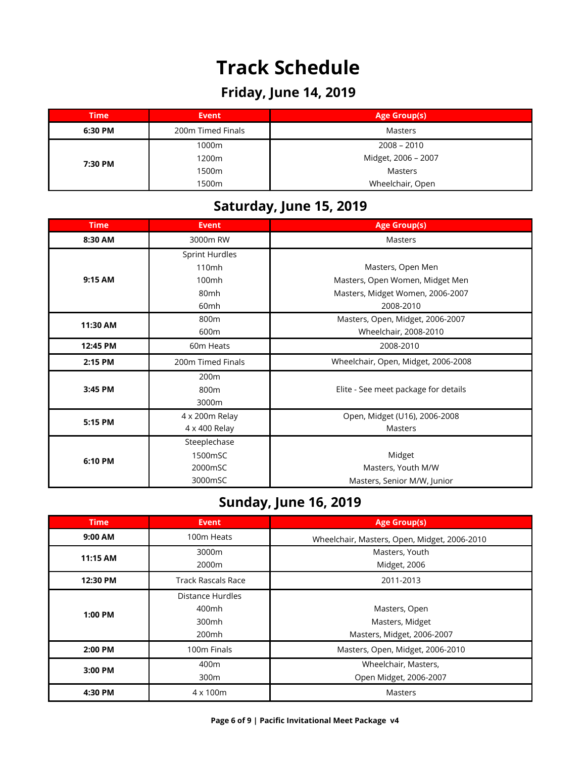# Track Schedule

## Friday, June 14, 2019

| Time | Event | Age Group(s) |
|---|---|---|
| **6:30 PM** | 200m Timed Finals | Masters |
| **7:30 PM** | 1000m<br>1200m<br>1500m<br>1500m | 2008 – 2010<br>Midget, 2006 – 2007<br>Masters<br>Wheelchair, Open |

## Saturday, June 15, 2019

| Time | Event | Age Group(s) |
|---|---|---|
| **8:30 AM** | 3000m RW | Masters |
| **9:15 AM** | Sprint Hurdles<br>110mh<br>100mh<br>80mh<br>60mh | <br>Masters, Open Men<br>Masters, Open Women, Midget Men<br>Masters, Midget Women, 2006-2007<br>2008-2010 |
| **11:30 AM** | 800m<br>600m | Masters, Open, Midget, 2006-2007<br>Wheelchair, 2008-2010 |
| **12:45 PM** | 60m Heats | 2008-2010 |
| **2:15 PM** | 200m Timed Finals | Wheelchair, Open, Midget, 2006-2008 |
| **3:45 PM** | 200m<br>800m<br>3000m | Elite - See meet package for details |
| **5:15 PM** | 4 x 200m Relay<br>4 x 400 Relay | Open, Midget (U16), 2006-2008<br>Masters |
| **6:10 PM** | Steeplechase<br>1500mSC<br>2000mSC<br>3000mSC | <br>Midget<br>Masters, Youth M/W<br>Masters, Senior M/W, Junior |

## Sunday, June 16, 2019

| Time | Event | Age Group(s) |
|---|---|---|
| **9:00 AM** | 100m Heats | Wheelchair, Masters, Open, Midget, 2006-2010 |
| **11:15 AM** | 3000m<br>2000m | Masters, Youth<br>Midget, 2006 |
| **12:30 PM** | Track Rascals Race | 2011-2013 |
| **1:00 PM** | Distance Hurdles<br>400mh<br>300mh<br>200mh | <br>Masters, Open<br>Masters, Midget<br>Masters, Midget, 2006-2007 |
| **2:00 PM** | 100m Finals | Masters, Open, Midget, 2006-2010 |
| **3:00 PM** | 400m<br>300m | Wheelchair, Masters,<br>Open Midget, 2006-2007 |
| **4:30 PM** | 4 x 100m | Masters |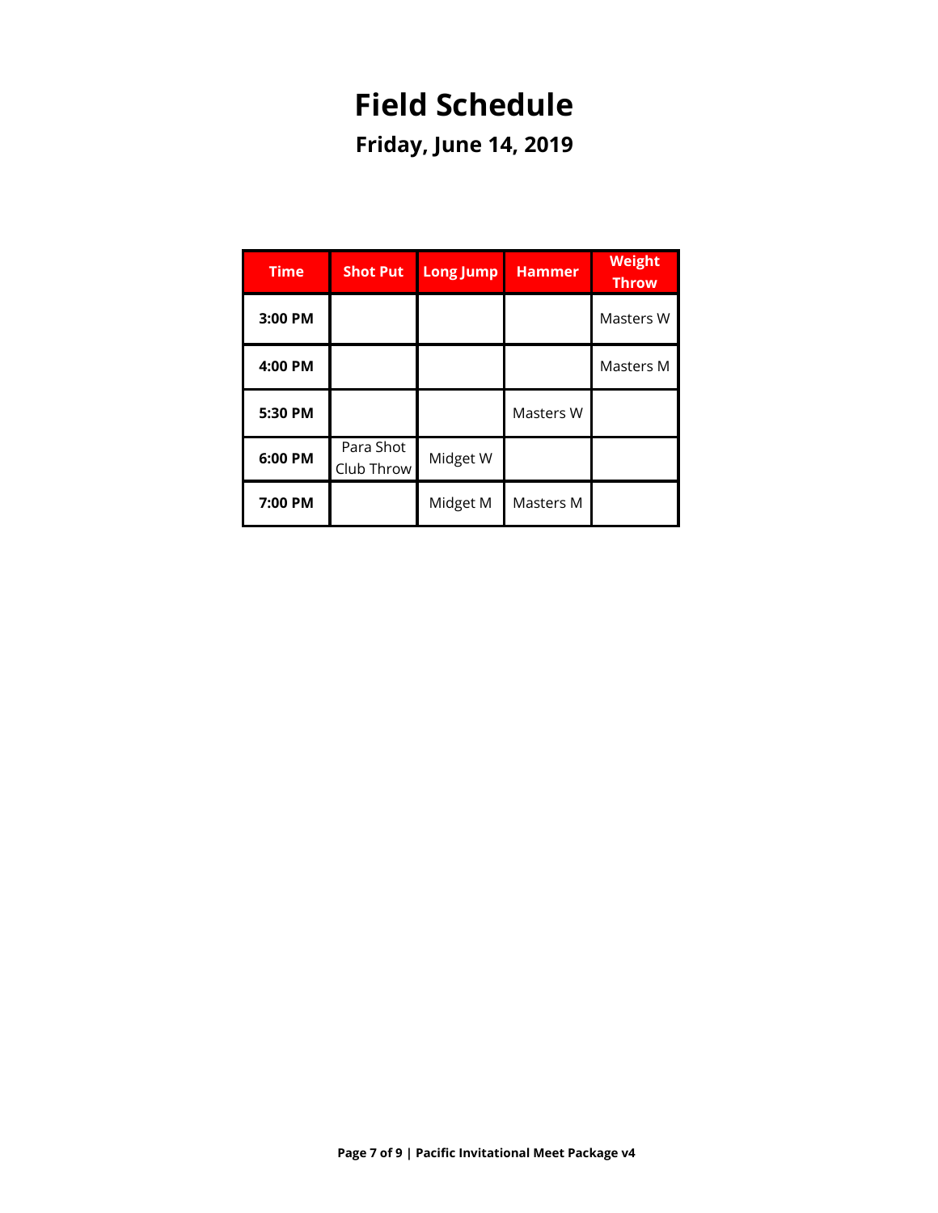# Field Schedule

## Friday, June 14, 2019

| Time | Shot Put | Long Jump | Hammer | Weight Throw |
|---|---|---|---|---|
| **3:00 PM** | | | | Masters W |
| **4:00 PM** | | | | Masters M |
| **5:30 PM** | | | Masters W | |
| **6:00 PM** | Para Shot Club Throw | Midget W | | |
| **7:00 PM** | | Midget M | Masters M | |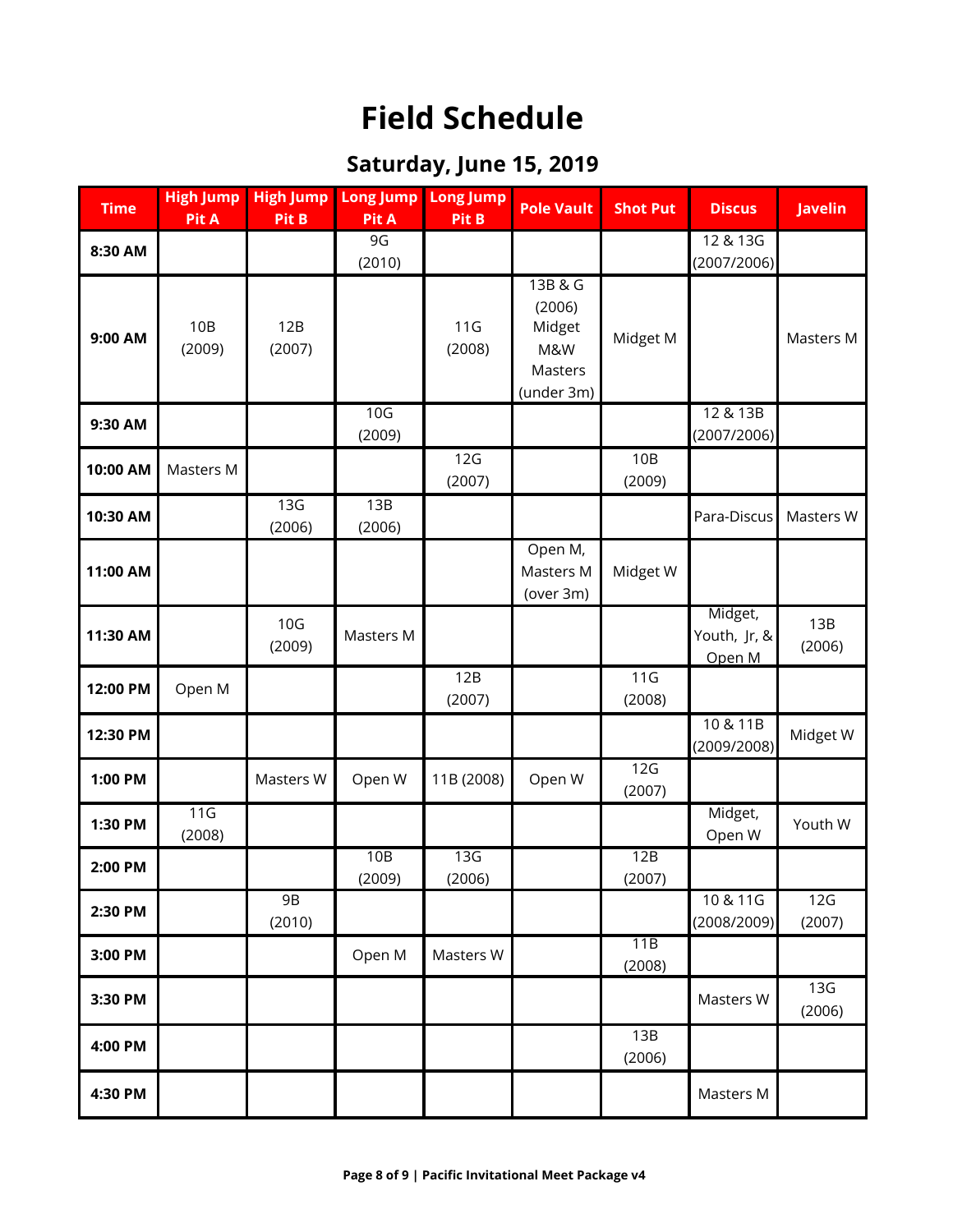# Field Schedule

## Saturday, June 15, 2019

| Time | High Jump Pit A | High Jump Pit B | Long Jump Pit A | Long Jump Pit B | Pole Vault | Shot Put | Discus | Javelin |
|---|---|---|---|---|---|---|---|---|
| 8:30 AM | | | 9G (2010) | | | | 12 & 13G (2007/2006) | |
| 9:00 AM | 10B (2009) | 12B (2007) | | 11G (2008) | 13B & G (2006) Midget M&W Masters (under 3m) | Midget M | | Masters M |
| 9:30 AM | | | 10G (2009) | | | | 12 & 13B (2007/2006) | |
| 10:00 AM | Masters M | | | 12G (2007) | | 10B (2009) | | |
| 10:30 AM | | 13G (2006) | 13B (2006) | | | | Para-Discus | Masters W |
| 11:00 AM | | | | | Open M, Masters M (over 3m) | Midget W | | |
| 11:30 AM | | 10G (2009) | Masters M | | | | Midget, Youth, Jr, & Open M | 13B (2006) |
| 12:00 PM | Open M | | | 12B (2007) | | 11G (2008) | | |
| 12:30 PM | | | | | | | 10 & 11B (2009/2008) | Midget W |
| 1:00 PM | | Masters W | Open W | 11B (2008) | Open W | 12G (2007) | | |
| 1:30 PM | 11G (2008) | | | | | | Midget, Open W | Youth W |
| 2:00 PM | | | 10B (2009) | 13G (2006) | | 12B (2007) | | |
| 2:30 PM | | 9B (2010) | | | | | 10 & 11G (2008/2009) | 12G (2007) |
| 3:00 PM | | | Open M | Masters W | | 11B (2008) | | |
| 3:30 PM | | | | | | | Masters W | 13G (2006) |
| 4:00 PM | | | | | | 13B (2006) | | |
| 4:30 PM | | | | | | | Masters M | |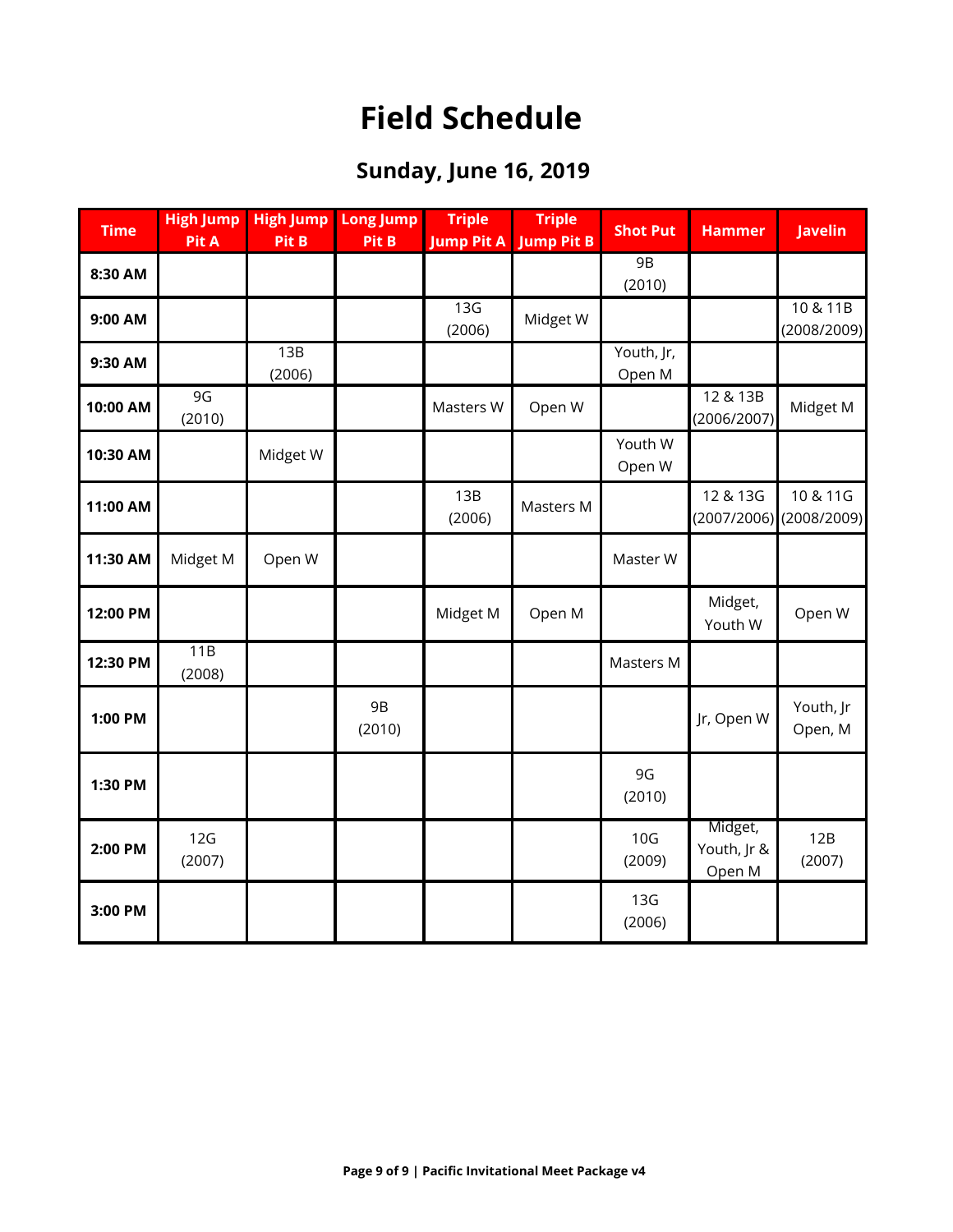# Field Schedule

## Sunday, June 16, 2019

| Time | High Jump Pit A | High Jump Pit B | Long Jump Pit B | Triple Jump Pit A | Triple Jump Pit B | Shot Put | Hammer | Javelin |
|---|---|---|---|---|---|---|---|---|
| **8:30 AM** | | | | | | 9B (2010) | | |
| **9:00 AM** | | | | 13G (2006) | Midget W | | | 10 & 11B (2008/2009) |
| **9:30 AM** | | 13B (2006) | | | | Youth, Jr, Open M | | |
| **10:00 AM** | 9G (2010) | | | Masters W | Open W | | 12 & 13B (2006/2007) | Midget M |
| **10:30 AM** | | Midget W | | | | Youth W Open W | | |
| **11:00 AM** | | | | 13B (2006) | Masters M | | 12 & 13G (2007/2006) | 10 & 11G (2008/2009) |
| **11:30 AM** | Midget M | Open W | | | | Master W | | |
| **12:00 PM** | | | | Midget M | Open M | | Midget, Youth W | Open W |
| **12:30 PM** | 11B (2008) | | | | | Masters M | | |
| **1:00 PM** | | | 9B (2010) | | | | Jr, Open W | Youth, Jr Open, M |
| **1:30 PM** | | | | | | 9G (2010) | | |
| **2:00 PM** | 12G (2007) | | | | | 10G (2009) | Midget, Youth, Jr & Open M | 12B (2007) |
| **3:00 PM** | | | | | | 13G (2006) | | |